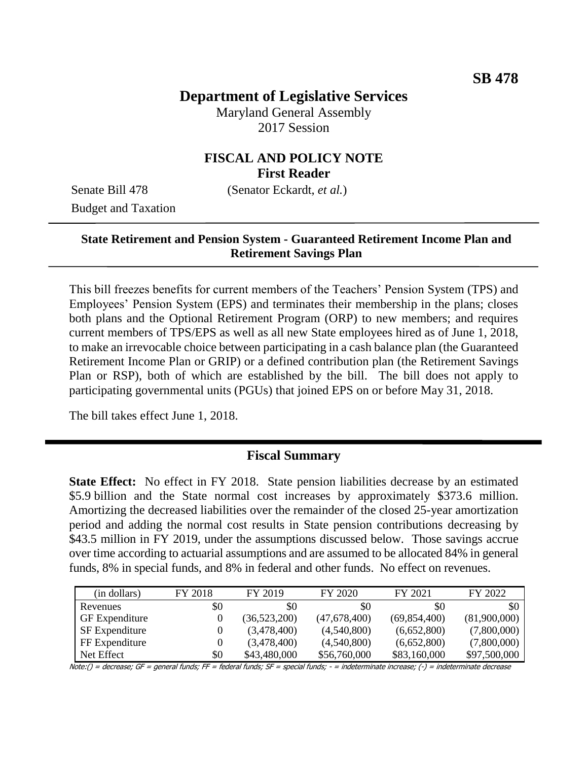**SB 478**

# Department of Legislative Services

Maryland General Assembly
2017 Session

## FISCAL AND POLICY NOTE
**First Reader**

Senate Bill 478 (Senator Eckardt, *et al.*)
Budget and Taxation

---

**State Retirement and Pension System - Guaranteed Retirement Income Plan and Retirement Savings Plan**

---

This bill freezes benefits for current members of the Teachers' Pension System (TPS) and Employees' Pension System (EPS) and terminates their membership in the plans; closes both plans and the Optional Retirement Program (ORP) to new members; and requires current members of TPS/EPS as well as all new State employees hired as of June 1, 2018, to make an irrevocable choice between participating in a cash balance plan (the Guaranteed Retirement Income Plan or GRIP) or a defined contribution plan (the Retirement Savings Plan or RSP), both of which are established by the bill. The bill does not apply to participating governmental units (PGUs) that joined EPS on or before May 31, 2018.

The bill takes effect June 1, 2018.

---

## Fiscal Summary

**State Effect:** No effect in FY 2018. State pension liabilities decrease by an estimated $5.9 billion and the State normal cost increases by approximately $373.6 million. Amortizing the decreased liabilities over the remainder of the closed 25-year amortization period and adding the normal cost results in State pension contributions decreasing by $43.5 million in FY 2019, under the assumptions discussed below. Those savings accrue over time according to actuarial assumptions and are assumed to be allocated 84% in general funds, 8% in special funds, and 8% in federal and other funds. No effect on revenues.

| (in dollars) | FY 2018 | FY 2019 | FY 2020 | FY 2021 | FY 2022 |
|---|---|---|---|---|---|
| Revenues | $0 | $0 | $0 | $0 | $0 |
| GF Expenditure | 0 | (36,523,200) | (47,678,400) | (69,854,400) | (81,900,000) |
| SF Expenditure | 0 | (3,478,400) | (4,540,800) | (6,652,800) | (7,800,000) |
| FF Expenditure | 0 | (3,478,400) | (4,540,800) | (6,652,800) | (7,800,000) |
| Net Effect | $0 | $43,480,000 | $56,760,000 | $83,160,000 | $97,500,000 |

Note:() = decrease; GF = general funds; FF = federal funds; SF = special funds; - = indeterminate increase; (-) = indeterminate decrease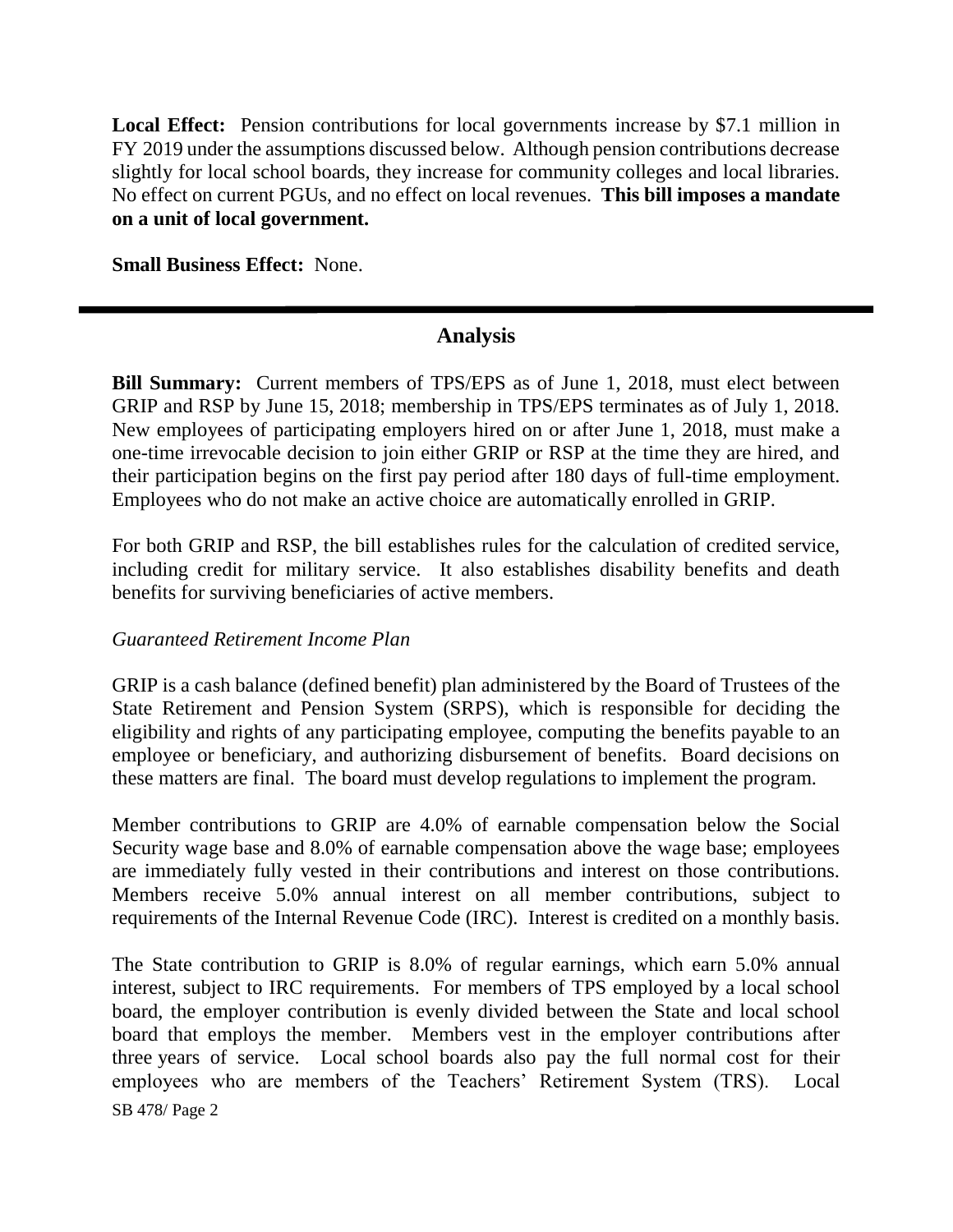**Local Effect:** Pension contributions for local governments increase by $7.1 million in FY 2019 under the assumptions discussed below. Although pension contributions decrease slightly for local school boards, they increase for community colleges and local libraries. No effect on current PGUs, and no effect on local revenues. **This bill imposes a mandate on a unit of local government.**

**Small Business Effect:** None.

---

## Analysis

**Bill Summary:** Current members of TPS/EPS as of June 1, 2018, must elect between GRIP and RSP by June 15, 2018; membership in TPS/EPS terminates as of July 1, 2018. New employees of participating employers hired on or after June 1, 2018, must make a one-time irrevocable decision to join either GRIP or RSP at the time they are hired, and their participation begins on the first pay period after 180 days of full-time employment. Employees who do not make an active choice are automatically enrolled in GRIP.

For both GRIP and RSP, the bill establishes rules for the calculation of credited service, including credit for military service. It also establishes disability benefits and death benefits for surviving beneficiaries of active members.

*Guaranteed Retirement Income Plan*

GRIP is a cash balance (defined benefit) plan administered by the Board of Trustees of the State Retirement and Pension System (SRPS), which is responsible for deciding the eligibility and rights of any participating employee, computing the benefits payable to an employee or beneficiary, and authorizing disbursement of benefits. Board decisions on these matters are final. The board must develop regulations to implement the program.

Member contributions to GRIP are 4.0% of earnable compensation below the Social Security wage base and 8.0% of earnable compensation above the wage base; employees are immediately fully vested in their contributions and interest on those contributions. Members receive 5.0% annual interest on all member contributions, subject to requirements of the Internal Revenue Code (IRC). Interest is credited on a monthly basis.

The State contribution to GRIP is 8.0% of regular earnings, which earn 5.0% annual interest, subject to IRC requirements. For members of TPS employed by a local school board, the employer contribution is evenly divided between the State and local school board that employs the member. Members vest in the employer contributions after three years of service. Local school boards also pay the full normal cost for their employees who are members of the Teachers' Retirement System (TRS). Local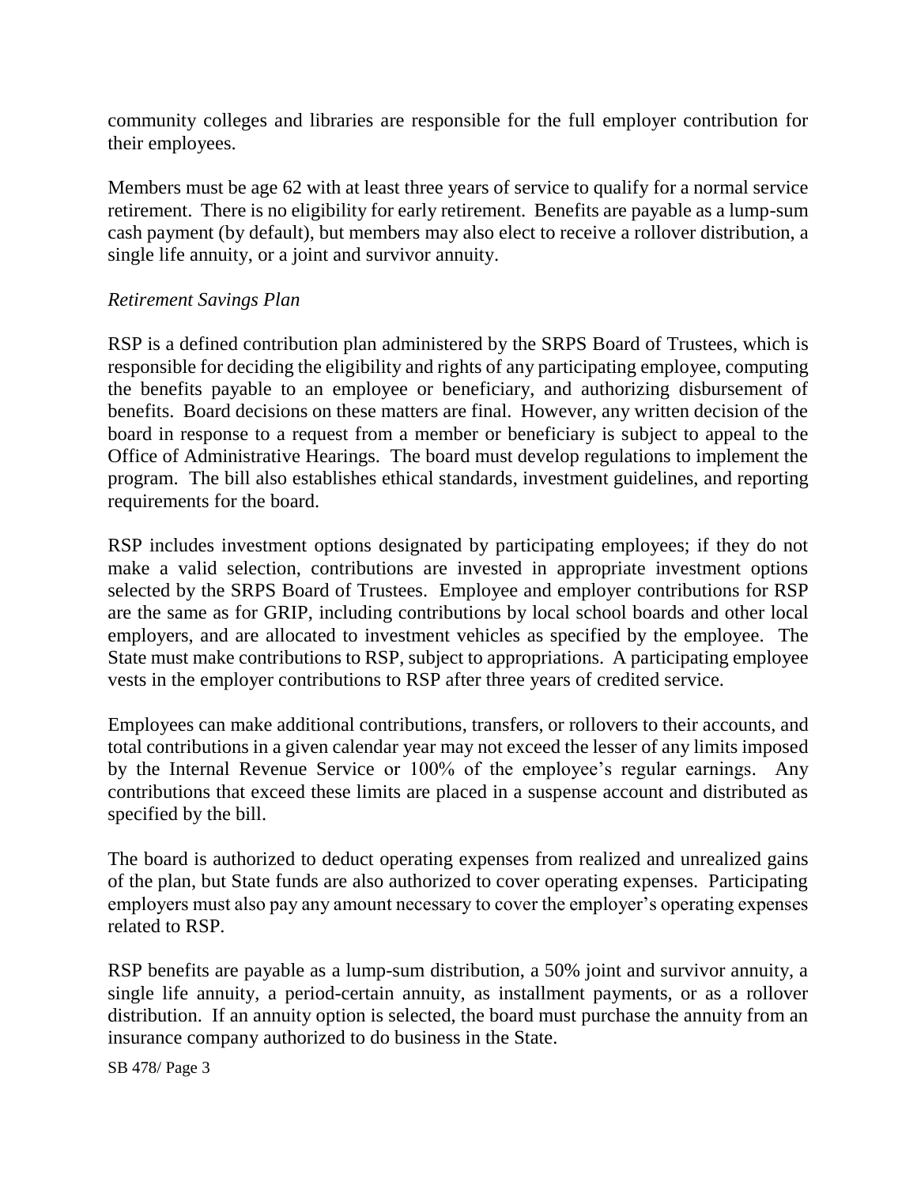community colleges and libraries are responsible for the full employer contribution for their employees.

Members must be age 62 with at least three years of service to qualify for a normal service retirement. There is no eligibility for early retirement. Benefits are payable as a lump-sum cash payment (by default), but members may also elect to receive a rollover distribution, a single life annuity, or a joint and survivor annuity.

*Retirement Savings Plan*

RSP is a defined contribution plan administered by the SRPS Board of Trustees, which is responsible for deciding the eligibility and rights of any participating employee, computing the benefits payable to an employee or beneficiary, and authorizing disbursement of benefits. Board decisions on these matters are final. However, any written decision of the board in response to a request from a member or beneficiary is subject to appeal to the Office of Administrative Hearings. The board must develop regulations to implement the program. The bill also establishes ethical standards, investment guidelines, and reporting requirements for the board.

RSP includes investment options designated by participating employees; if they do not make a valid selection, contributions are invested in appropriate investment options selected by the SRPS Board of Trustees. Employee and employer contributions for RSP are the same as for GRIP, including contributions by local school boards and other local employers, and are allocated to investment vehicles as specified by the employee. The State must make contributions to RSP, subject to appropriations. A participating employee vests in the employer contributions to RSP after three years of credited service.

Employees can make additional contributions, transfers, or rollovers to their accounts, and total contributions in a given calendar year may not exceed the lesser of any limits imposed by the Internal Revenue Service or 100% of the employee's regular earnings. Any contributions that exceed these limits are placed in a suspense account and distributed as specified by the bill.

The board is authorized to deduct operating expenses from realized and unrealized gains of the plan, but State funds are also authorized to cover operating expenses. Participating employers must also pay any amount necessary to cover the employer's operating expenses related to RSP.

RSP benefits are payable as a lump-sum distribution, a 50% joint and survivor annuity, a single life annuity, a period-certain annuity, as installment payments, or as a rollover distribution. If an annuity option is selected, the board must purchase the annuity from an insurance company authorized to do business in the State.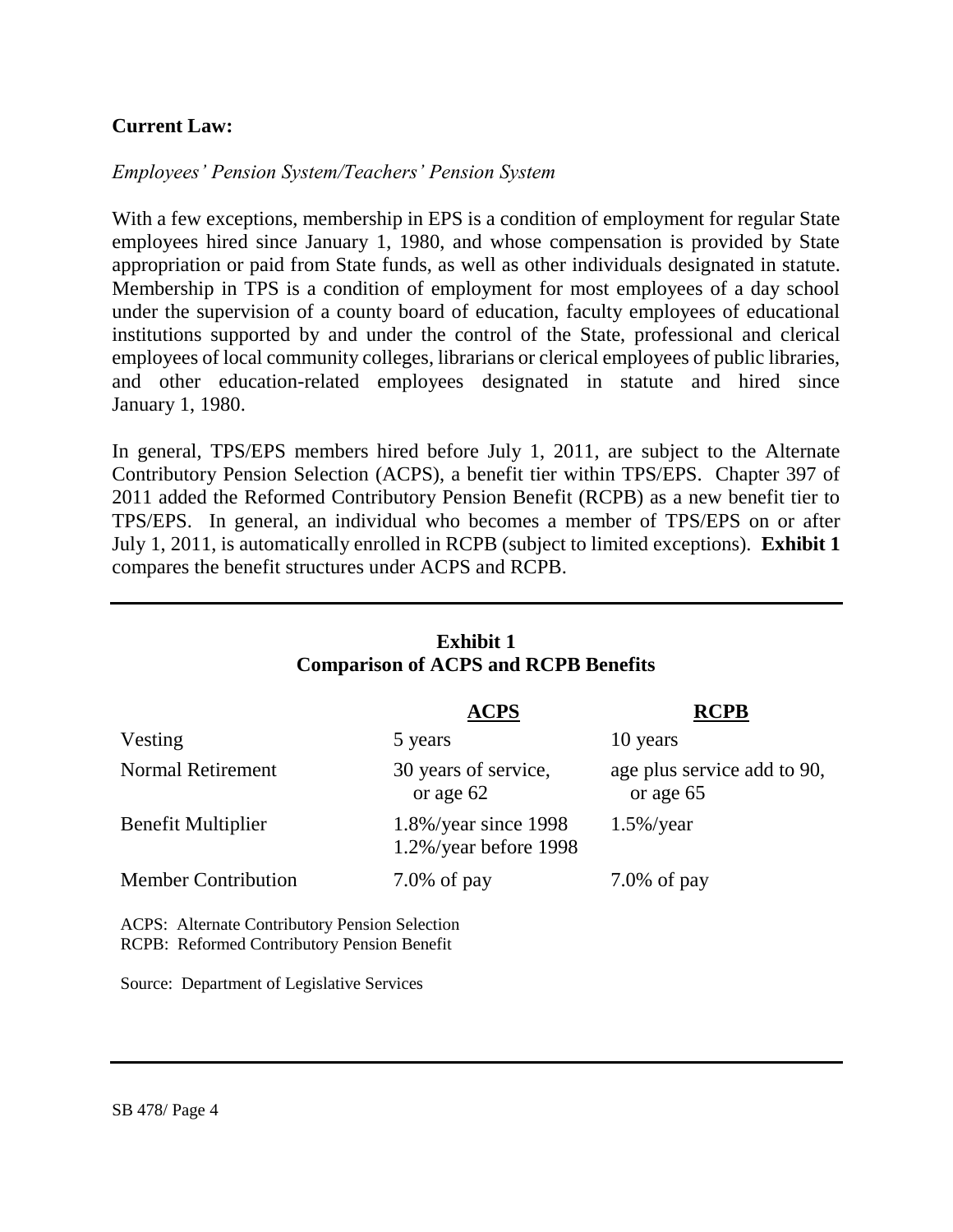**Current Law:**

*Employees' Pension System/Teachers' Pension System*

With a few exceptions, membership in EPS is a condition of employment for regular State employees hired since January 1, 1980, and whose compensation is provided by State appropriation or paid from State funds, as well as other individuals designated in statute. Membership in TPS is a condition of employment for most employees of a day school under the supervision of a county board of education, faculty employees of educational institutions supported by and under the control of the State, professional and clerical employees of local community colleges, librarians or clerical employees of public libraries, and other education-related employees designated in statute and hired since January 1, 1980.

In general, TPS/EPS members hired before July 1, 2011, are subject to the Alternate Contributory Pension Selection (ACPS), a benefit tier within TPS/EPS. Chapter 397 of 2011 added the Reformed Contributory Pension Benefit (RCPB) as a new benefit tier to TPS/EPS. In general, an individual who becomes a member of TPS/EPS on or after July 1, 2011, is automatically enrolled in RCPB (subject to limited exceptions). **Exhibit 1** compares the benefit structures under ACPS and RCPB.

**Exhibit 1**
**Comparison of ACPS and RCPB Benefits**

| | ACPS | RCPB |
|---|---|---|
| Vesting | 5 years | 10 years |
| Normal Retirement | 30 years of service, or age 62 | age plus service add to 90, or age 65 |
| Benefit Multiplier | 1.8%/year since 1998<br>1.2%/year before 1998 | 1.5%/year |
| Member Contribution | 7.0% of pay | 7.0% of pay |

ACPS: Alternate Contributory Pension Selection
RCPB: Reformed Contributory Pension Benefit

Source: Department of Legislative Services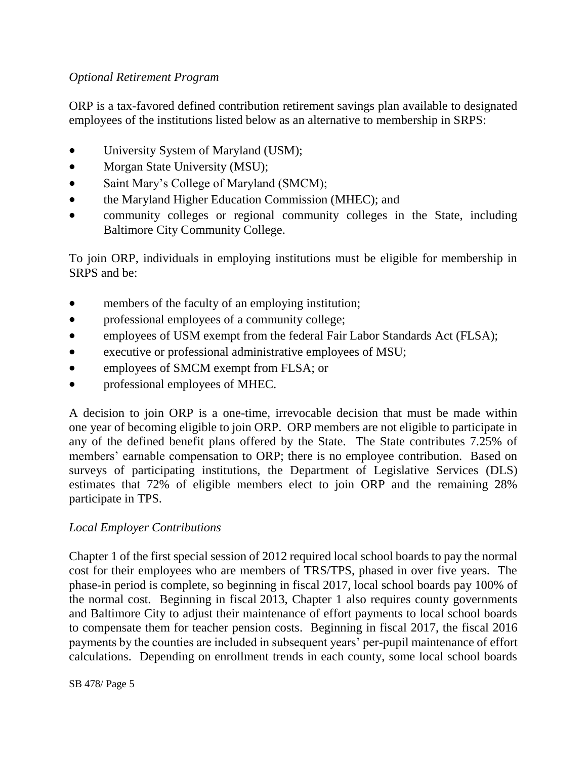*Optional Retirement Program*

ORP is a tax-favored defined contribution retirement savings plan available to designated employees of the institutions listed below as an alternative to membership in SRPS:

- University System of Maryland (USM);
- Morgan State University (MSU);
- Saint Mary's College of Maryland (SMCM);
- the Maryland Higher Education Commission (MHEC); and
- community colleges or regional community colleges in the State, including Baltimore City Community College.

To join ORP, individuals in employing institutions must be eligible for membership in SRPS and be:

- members of the faculty of an employing institution;
- professional employees of a community college;
- employees of USM exempt from the federal Fair Labor Standards Act (FLSA);
- executive or professional administrative employees of MSU;
- employees of SMCM exempt from FLSA; or
- professional employees of MHEC.

A decision to join ORP is a one-time, irrevocable decision that must be made within one year of becoming eligible to join ORP. ORP members are not eligible to participate in any of the defined benefit plans offered by the State. The State contributes 7.25% of members' earnable compensation to ORP; there is no employee contribution. Based on surveys of participating institutions, the Department of Legislative Services (DLS) estimates that 72% of eligible members elect to join ORP and the remaining 28% participate in TPS.

*Local Employer Contributions*

Chapter 1 of the first special session of 2012 required local school boards to pay the normal cost for their employees who are members of TRS/TPS, phased in over five years. The phase-in period is complete, so beginning in fiscal 2017, local school boards pay 100% of the normal cost. Beginning in fiscal 2013, Chapter 1 also requires county governments and Baltimore City to adjust their maintenance of effort payments to local school boards to compensate them for teacher pension costs. Beginning in fiscal 2017, the fiscal 2016 payments by the counties are included in subsequent years' per-pupil maintenance of effort calculations. Depending on enrollment trends in each county, some local school boards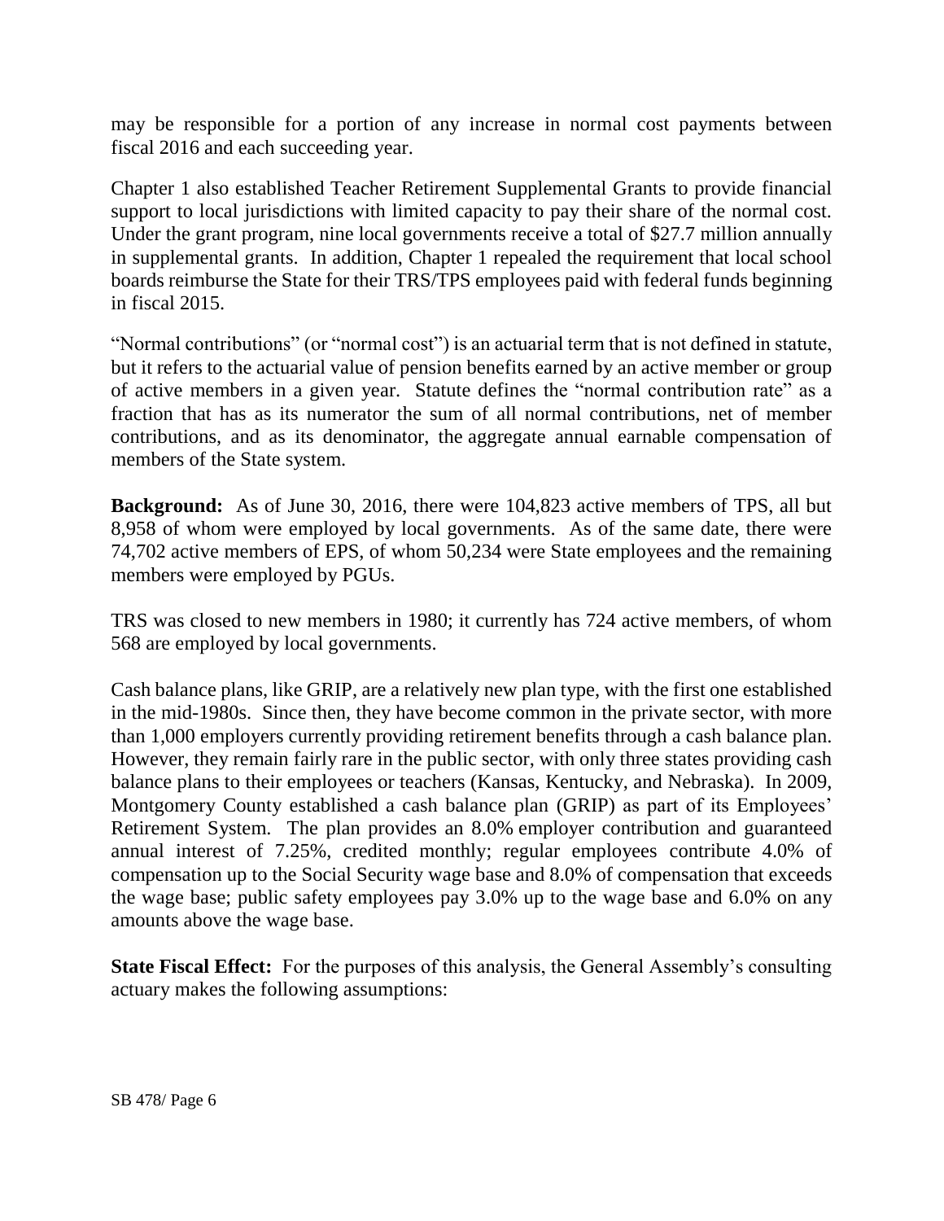may be responsible for a portion of any increase in normal cost payments between fiscal 2016 and each succeeding year.

Chapter 1 also established Teacher Retirement Supplemental Grants to provide financial support to local jurisdictions with limited capacity to pay their share of the normal cost. Under the grant program, nine local governments receive a total of $27.7 million annually in supplemental grants. In addition, Chapter 1 repealed the requirement that local school boards reimburse the State for their TRS/TPS employees paid with federal funds beginning in fiscal 2015.

"Normal contributions" (or "normal cost") is an actuarial term that is not defined in statute, but it refers to the actuarial value of pension benefits earned by an active member or group of active members in a given year. Statute defines the "normal contribution rate" as a fraction that has as its numerator the sum of all normal contributions, net of member contributions, and as its denominator, the aggregate annual earnable compensation of members of the State system.

**Background:** As of June 30, 2016, there were 104,823 active members of TPS, all but 8,958 of whom were employed by local governments. As of the same date, there were 74,702 active members of EPS, of whom 50,234 were State employees and the remaining members were employed by PGUs.

TRS was closed to new members in 1980; it currently has 724 active members, of whom 568 are employed by local governments.

Cash balance plans, like GRIP, are a relatively new plan type, with the first one established in the mid-1980s. Since then, they have become common in the private sector, with more than 1,000 employers currently providing retirement benefits through a cash balance plan. However, they remain fairly rare in the public sector, with only three states providing cash balance plans to their employees or teachers (Kansas, Kentucky, and Nebraska). In 2009, Montgomery County established a cash balance plan (GRIP) as part of its Employees' Retirement System. The plan provides an 8.0% employer contribution and guaranteed annual interest of 7.25%, credited monthly; regular employees contribute 4.0% of compensation up to the Social Security wage base and 8.0% of compensation that exceeds the wage base; public safety employees pay 3.0% up to the wage base and 6.0% on any amounts above the wage base.

**State Fiscal Effect:** For the purposes of this analysis, the General Assembly's consulting actuary makes the following assumptions: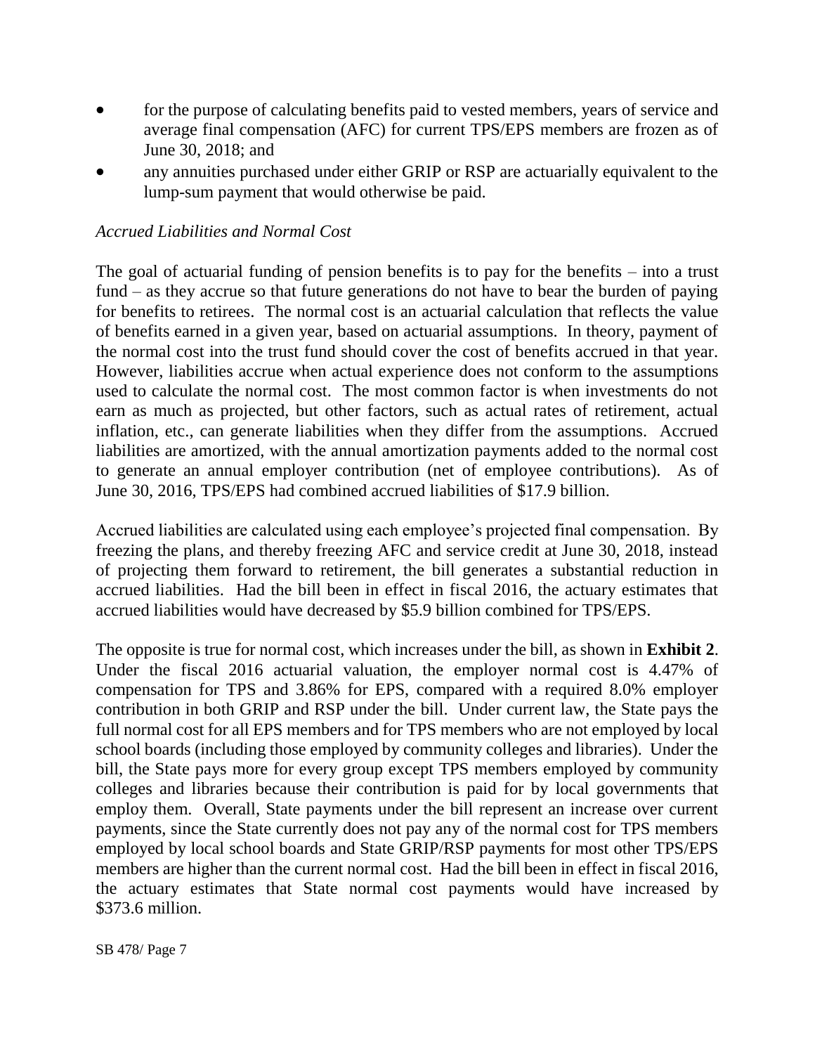- for the purpose of calculating benefits paid to vested members, years of service and average final compensation (AFC) for current TPS/EPS members are frozen as of June 30, 2018; and
- any annuities purchased under either GRIP or RSP are actuarially equivalent to the lump-sum payment that would otherwise be paid.

*Accrued Liabilities and Normal Cost*

The goal of actuarial funding of pension benefits is to pay for the benefits – into a trust fund – as they accrue so that future generations do not have to bear the burden of paying for benefits to retirees. The normal cost is an actuarial calculation that reflects the value of benefits earned in a given year, based on actuarial assumptions. In theory, payment of the normal cost into the trust fund should cover the cost of benefits accrued in that year. However, liabilities accrue when actual experience does not conform to the assumptions used to calculate the normal cost. The most common factor is when investments do not earn as much as projected, but other factors, such as actual rates of retirement, actual inflation, etc., can generate liabilities when they differ from the assumptions. Accrued liabilities are amortized, with the annual amortization payments added to the normal cost to generate an annual employer contribution (net of employee contributions). As of June 30, 2016, TPS/EPS had combined accrued liabilities of $17.9 billion.

Accrued liabilities are calculated using each employee's projected final compensation. By freezing the plans, and thereby freezing AFC and service credit at June 30, 2018, instead of projecting them forward to retirement, the bill generates a substantial reduction in accrued liabilities. Had the bill been in effect in fiscal 2016, the actuary estimates that accrued liabilities would have decreased by $5.9 billion combined for TPS/EPS.

The opposite is true for normal cost, which increases under the bill, as shown in **Exhibit 2**. Under the fiscal 2016 actuarial valuation, the employer normal cost is 4.47% of compensation for TPS and 3.86% for EPS, compared with a required 8.0% employer contribution in both GRIP and RSP under the bill. Under current law, the State pays the full normal cost for all EPS members and for TPS members who are not employed by local school boards (including those employed by community colleges and libraries). Under the bill, the State pays more for every group except TPS members employed by community colleges and libraries because their contribution is paid for by local governments that employ them. Overall, State payments under the bill represent an increase over current payments, since the State currently does not pay any of the normal cost for TPS members employed by local school boards and State GRIP/RSP payments for most other TPS/EPS members are higher than the current normal cost. Had the bill been in effect in fiscal 2016, the actuary estimates that State normal cost payments would have increased by $373.6 million.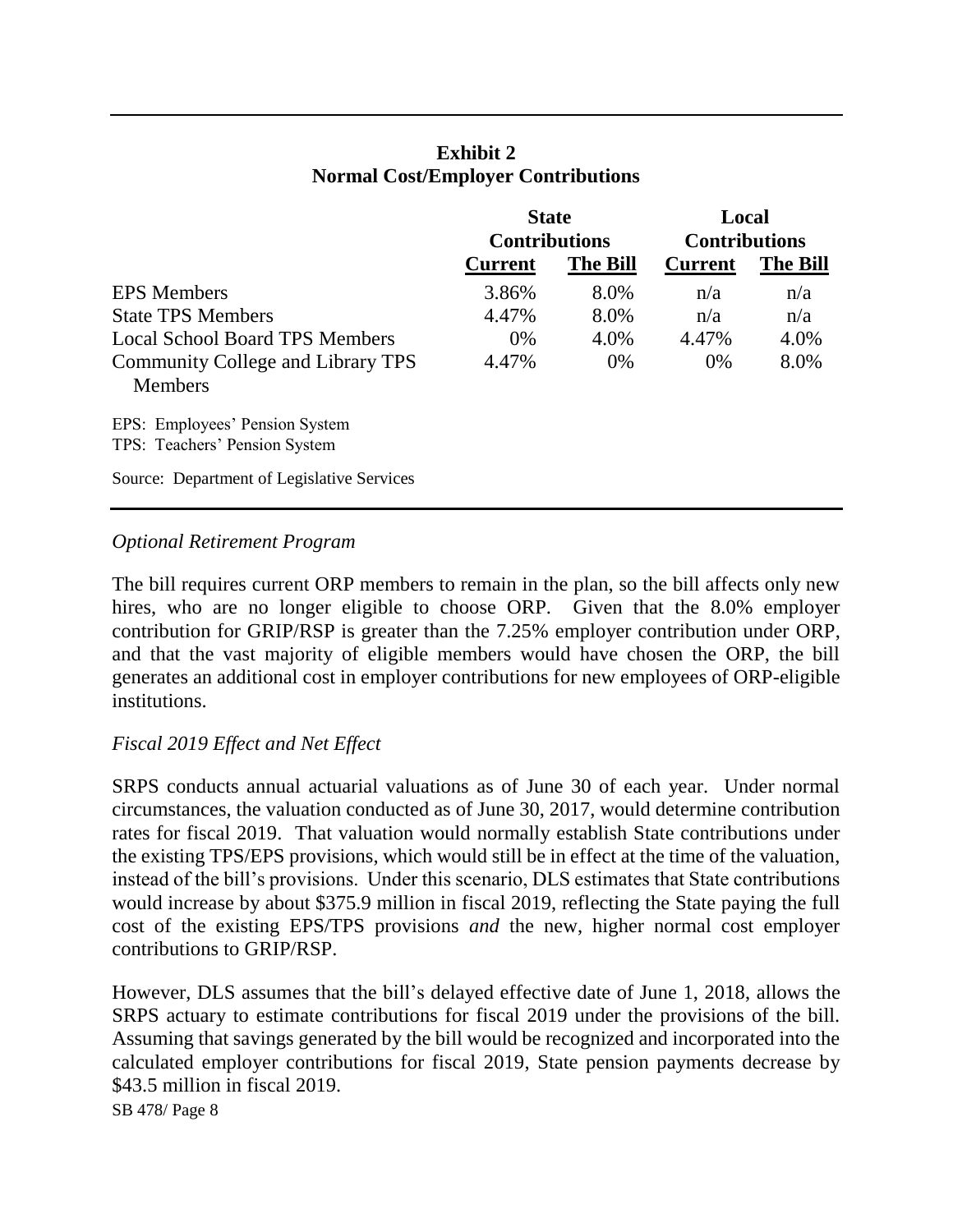**Exhibit 2**
**Normal Cost/Employer Contributions**

| | State Contributions | | Local Contributions | |
|---|---|---|---|---|
| | **Current** | **The Bill** | **Current** | **The Bill** |
| EPS Members | 3.86% | 8.0% | n/a | n/a |
| State TPS Members | 4.47% | 8.0% | n/a | n/a |
| Local School Board TPS Members | 0% | 4.0% | 4.47% | 4.0% |
| Community College and Library TPS Members | 4.47% | 0% | 0% | 8.0% |

EPS: Employees' Pension System
TPS: Teachers' Pension System

Source: Department of Legislative Services

*Optional Retirement Program*

The bill requires current ORP members to remain in the plan, so the bill affects only new hires, who are no longer eligible to choose ORP. Given that the 8.0% employer contribution for GRIP/RSP is greater than the 7.25% employer contribution under ORP, and that the vast majority of eligible members would have chosen the ORP, the bill generates an additional cost in employer contributions for new employees of ORP-eligible institutions.

*Fiscal 2019 Effect and Net Effect*

SRPS conducts annual actuarial valuations as of June 30 of each year. Under normal circumstances, the valuation conducted as of June 30, 2017, would determine contribution rates for fiscal 2019. That valuation would normally establish State contributions under the existing TPS/EPS provisions, which would still be in effect at the time of the valuation, instead of the bill's provisions. Under this scenario, DLS estimates that State contributions would increase by about \$375.9 million in fiscal 2019, reflecting the State paying the full cost of the existing EPS/TPS provisions *and* the new, higher normal cost employer contributions to GRIP/RSP.

However, DLS assumes that the bill's delayed effective date of June 1, 2018, allows the SRPS actuary to estimate contributions for fiscal 2019 under the provisions of the bill. Assuming that savings generated by the bill would be recognized and incorporated into the calculated employer contributions for fiscal 2019, State pension payments decrease by \$43.5 million in fiscal 2019.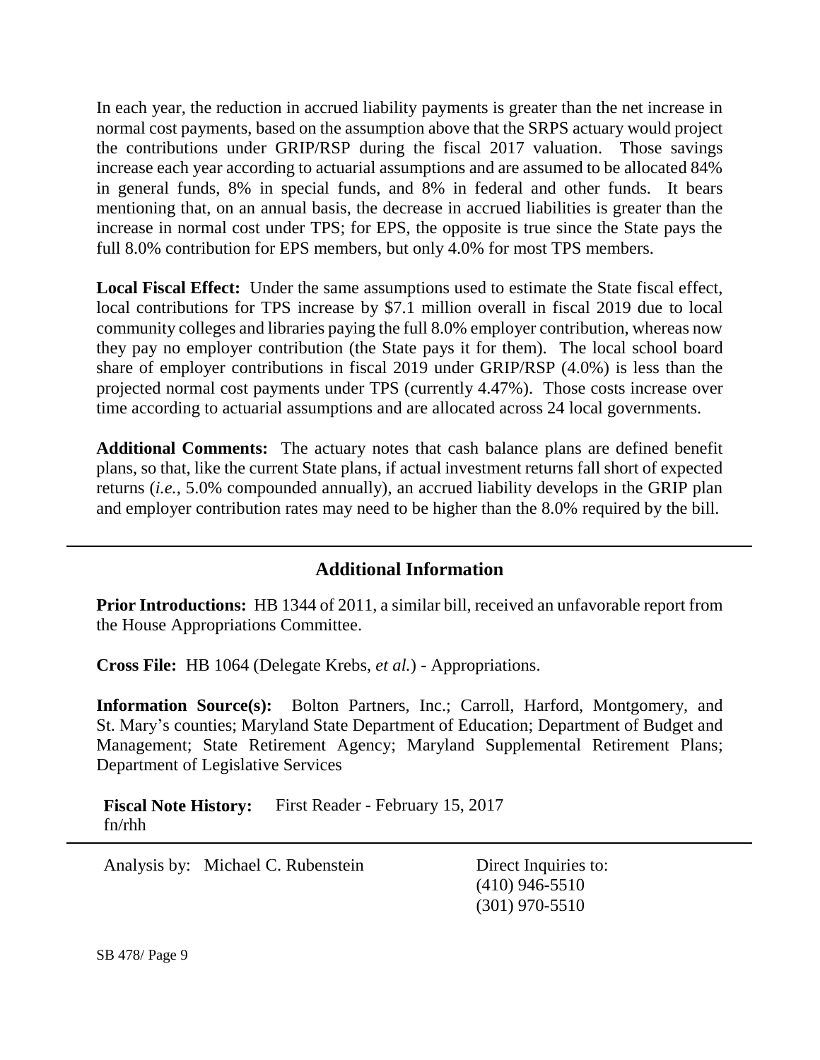In each year, the reduction in accrued liability payments is greater than the net increase in normal cost payments, based on the assumption above that the SRPS actuary would project the contributions under GRIP/RSP during the fiscal 2017 valuation. Those savings increase each year according to actuarial assumptions and are assumed to be allocated 84% in general funds, 8% in special funds, and 8% in federal and other funds. It bears mentioning that, on an annual basis, the decrease in accrued liabilities is greater than the increase in normal cost under TPS; for EPS, the opposite is true since the State pays the full 8.0% contribution for EPS members, but only 4.0% for most TPS members.

**Local Fiscal Effect:** Under the same assumptions used to estimate the State fiscal effect, local contributions for TPS increase by $7.1 million overall in fiscal 2019 due to local community colleges and libraries paying the full 8.0% employer contribution, whereas now they pay no employer contribution (the State pays it for them). The local school board share of employer contributions in fiscal 2019 under GRIP/RSP (4.0%) is less than the projected normal cost payments under TPS (currently 4.47%). Those costs increase over time according to actuarial assumptions and are allocated across 24 local governments.

**Additional Comments:** The actuary notes that cash balance plans are defined benefit plans, so that, like the current State plans, if actual investment returns fall short of expected returns (*i.e.*, 5.0% compounded annually), an accrued liability develops in the GRIP plan and employer contribution rates may need to be higher than the 8.0% required by the bill.

## Additional Information

**Prior Introductions:** HB 1344 of 2011, a similar bill, received an unfavorable report from the House Appropriations Committee.

**Cross File:** HB 1064 (Delegate Krebs, *et al.*) - Appropriations.

**Information Source(s):** Bolton Partners, Inc.; Carroll, Harford, Montgomery, and St. Mary's counties; Maryland State Department of Education; Department of Budget and Management; State Retirement Agency; Maryland Supplemental Retirement Plans; Department of Legislative Services

**Fiscal Note History:** First Reader - February 15, 2017
fn/rhh

Analysis by: Michael C. Rubenstein

Direct Inquiries to:
(410) 946-5510
(301) 970-5510